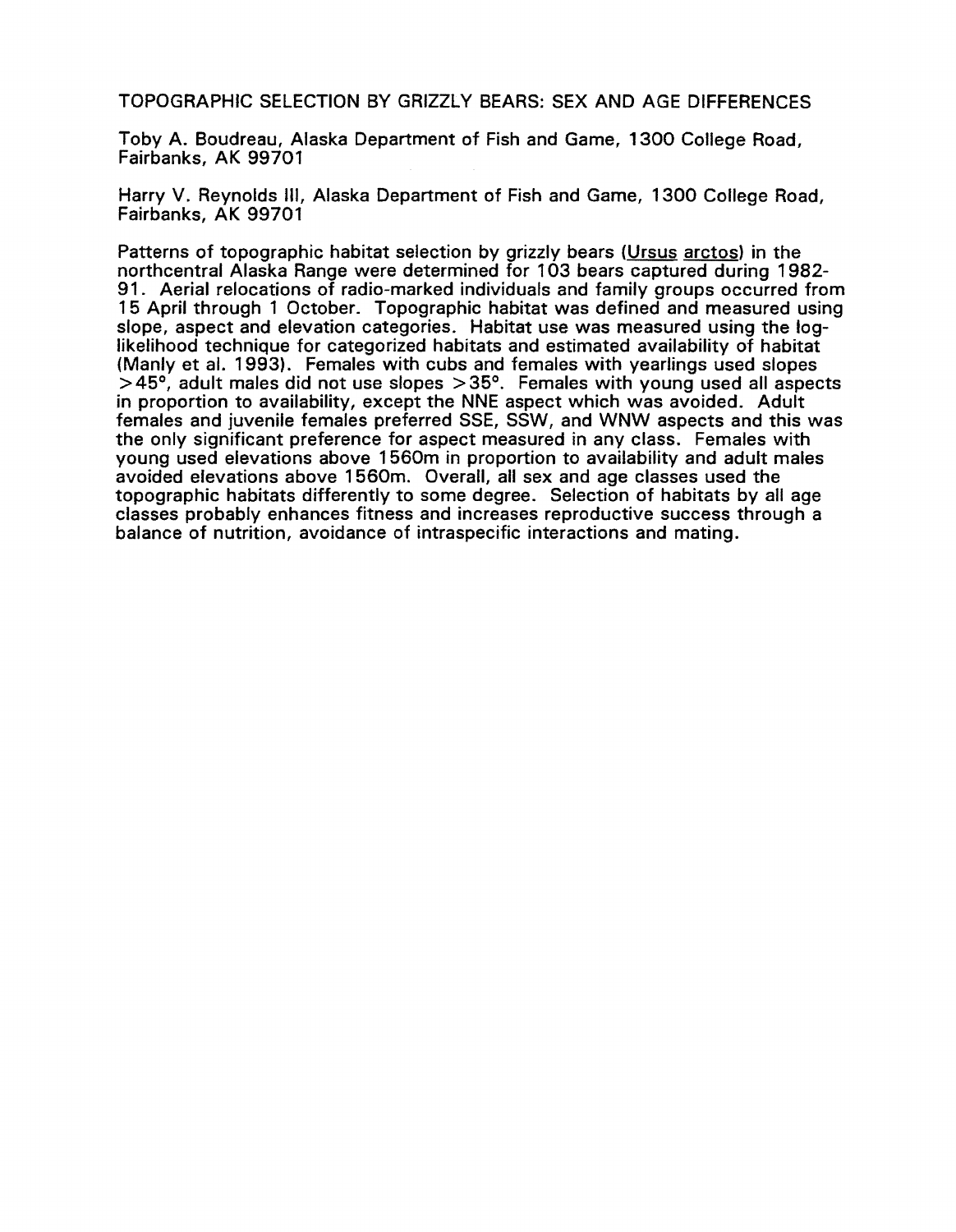# TOPOGRAPHIC SELECTION BY GRIZZLY BEARS: SEX AND AGE DIFFERENCES

Toby A. Boudreau, Alaska Department of Fish and Game, 1300 College Road, Fairbanks, AK 99701

Harry V. Reynolds III, Alaska Department of Fish and Game, 1300 College Road, Fairbanks, AK 99701

Patterns of topographic habitat selection by grizzly bears (Ursus arctos) in the northcentral Alaska Range were determined for 103 bears captured during 1982-91. Aerial relocations of radio-marked individuals and family groups occurred from 15 April through 1 October. Topographic habitat was defined and measured using slope, aspect and elevation categories. Habitat use was measured using the log-likelihood technique for categorized habitats and estimated availability of habitat (Manly et al. 1993). Females with cubs and females with yearlings used slopes $>45°$, adult males did not use slopes $>35°$. Females with young used all aspects in proportion to availability, except the NNE aspect which was avoided. Adult females and juvenile females preferred SSE, SSW, and WNW aspects and this was the only significant preference for aspect measured in any class. Females with young used elevations above 1560m in proportion to availability and adult males avoided elevations above 1560m. Overall, all sex and age classes used the topographic habitats differently to some degree. Selection of habitats by all age classes probably enhances fitness and increases reproductive success through a balance of nutrition, avoidance of intraspecific interactions and mating.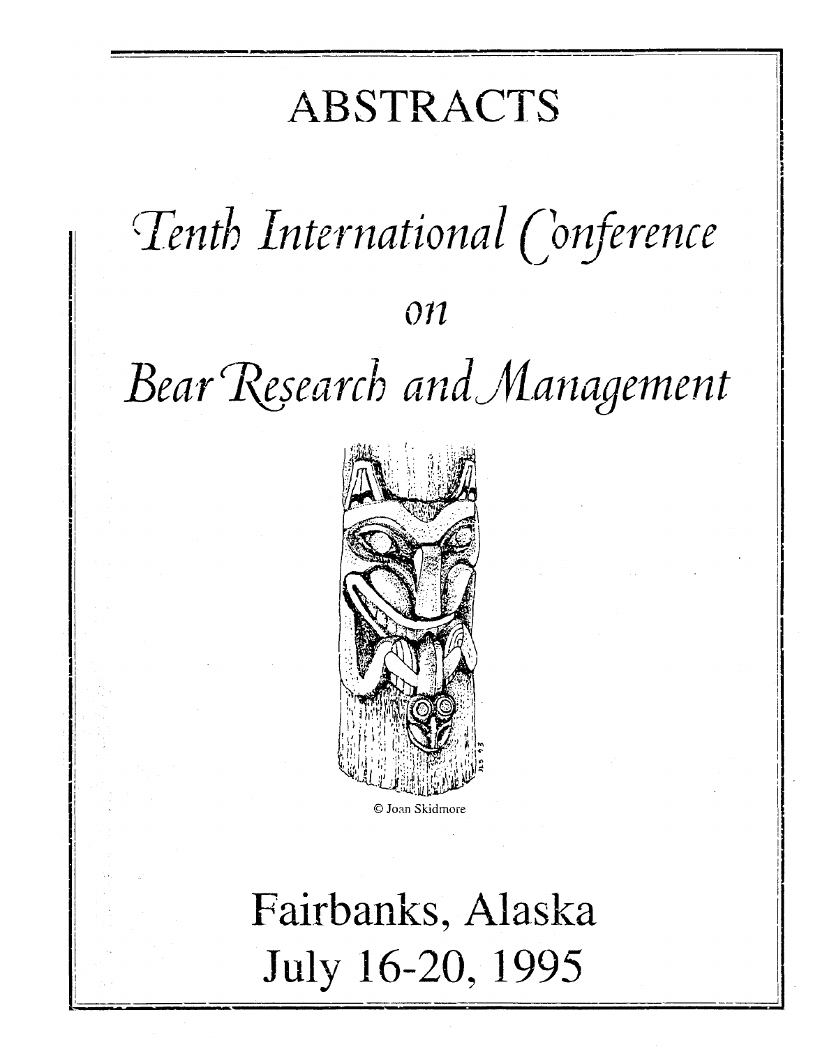# ABSTRACTS

# *Tenth International Conference on Bear Research and Management*

© Joan Skidmore

Fairbanks, Alaska
July 16-20, 1995